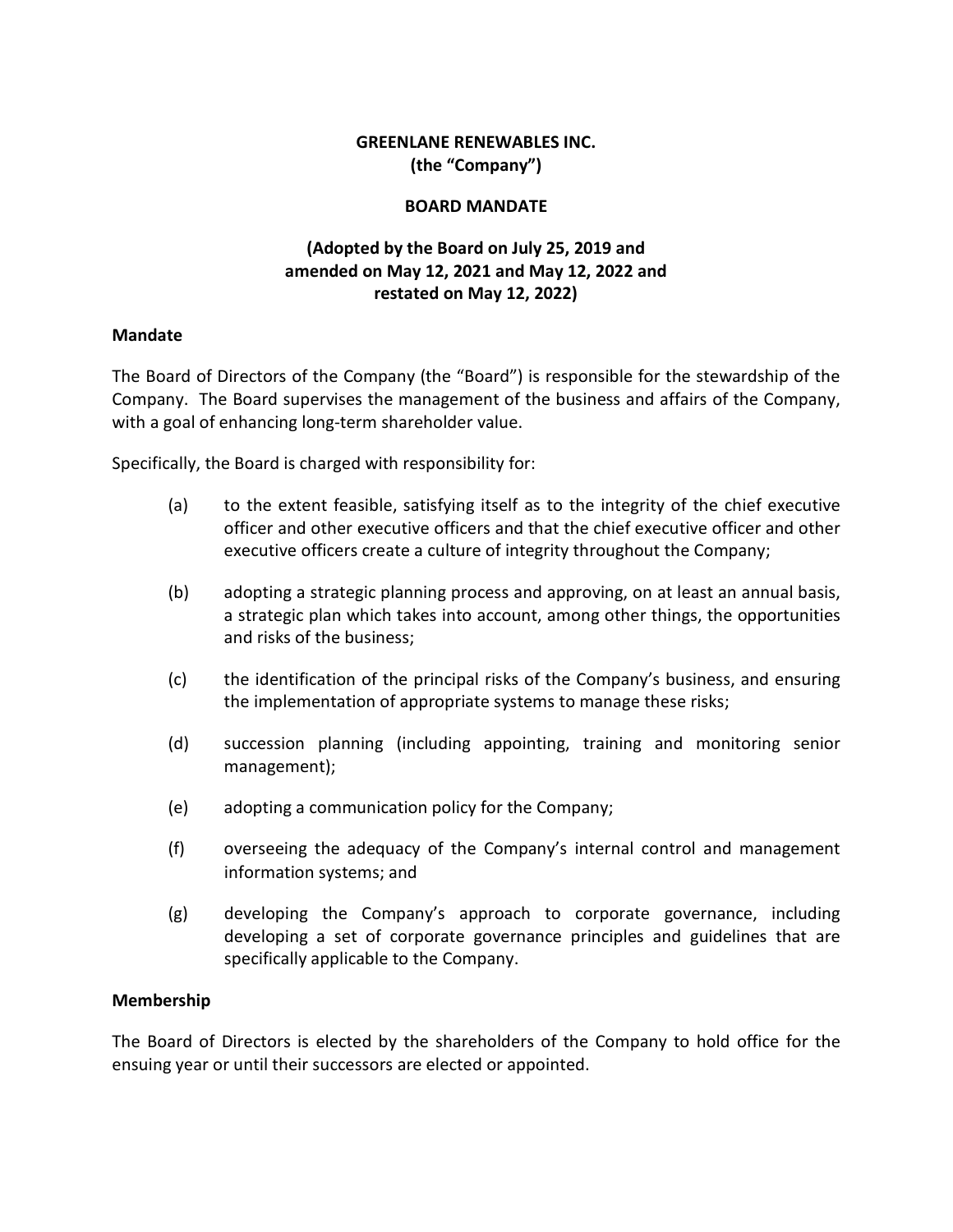**GREENLANE RENEWABLES INC.**
**(the "Company")**

**BOARD MANDATE**

**(Adopted by the Board on July 25, 2019 and amended on May 12, 2021 and May 12, 2022 and restated on May 12, 2022)**

## Mandate

The Board of Directors of the Company (the "Board") is responsible for the stewardship of the Company. The Board supervises the management of the business and affairs of the Company, with a goal of enhancing long-term shareholder value.

Specifically, the Board is charged with responsibility for:

(a) to the extent feasible, satisfying itself as to the integrity of the chief executive officer and other executive officers and that the chief executive officer and other executive officers create a culture of integrity throughout the Company;

(b) adopting a strategic planning process and approving, on at least an annual basis, a strategic plan which takes into account, among other things, the opportunities and risks of the business;

(c) the identification of the principal risks of the Company's business, and ensuring the implementation of appropriate systems to manage these risks;

(d) succession planning (including appointing, training and monitoring senior management);

(e) adopting a communication policy for the Company;

(f) overseeing the adequacy of the Company's internal control and management information systems; and

(g) developing the Company's approach to corporate governance, including developing a set of corporate governance principles and guidelines that are specifically applicable to the Company.

## Membership

The Board of Directors is elected by the shareholders of the Company to hold office for the ensuing year or until their successors are elected or appointed.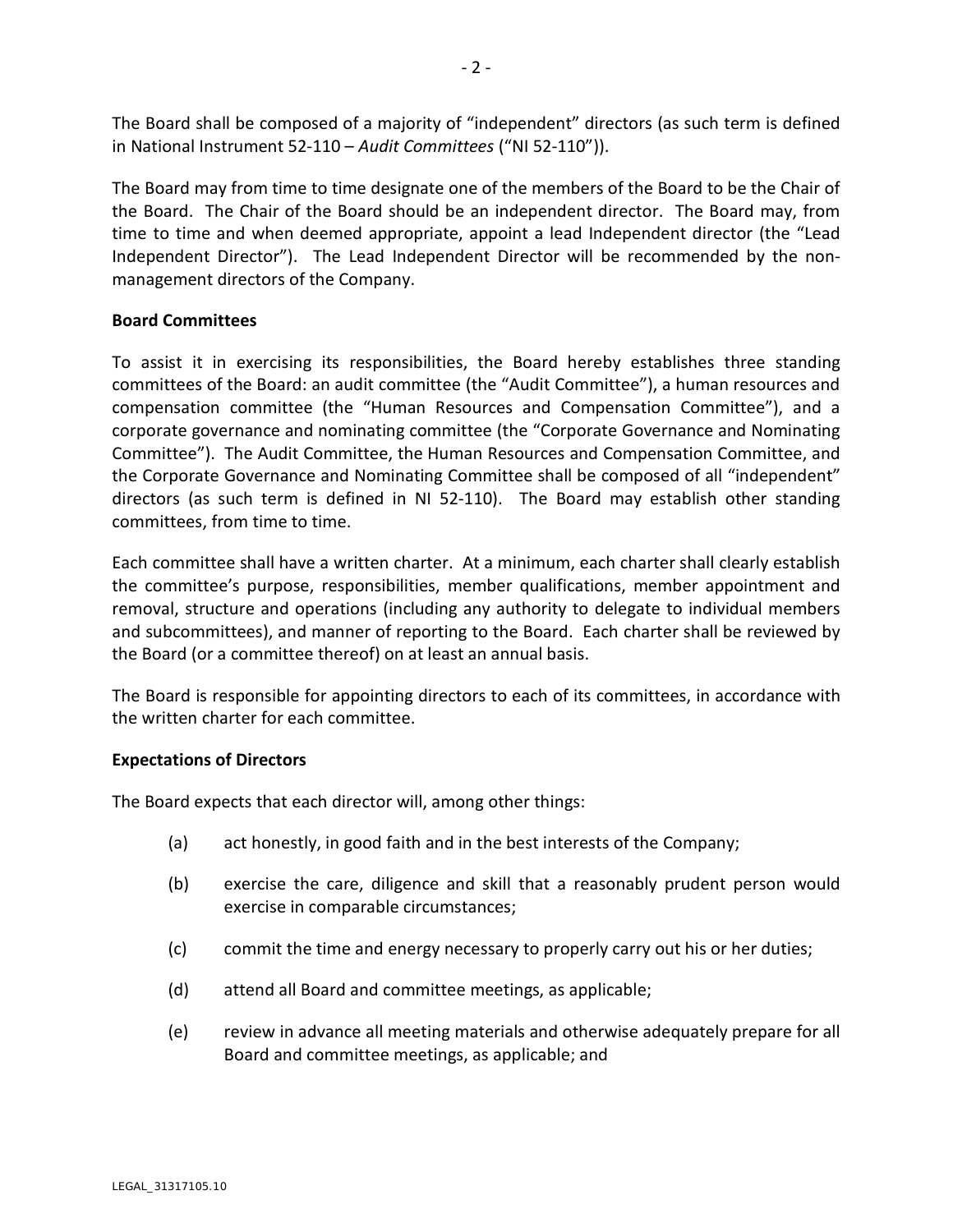The Board shall be composed of a majority of "independent" directors (as such term is defined in National Instrument 52-110 – *Audit Committees* ("NI 52-110")).

The Board may from time to time designate one of the members of the Board to be the Chair of the Board. The Chair of the Board should be an independent director. The Board may, from time to time and when deemed appropriate, appoint a lead Independent director (the "Lead Independent Director"). The Lead Independent Director will be recommended by the non-management directors of the Company.

**Board Committees**

To assist it in exercising its responsibilities, the Board hereby establishes three standing committees of the Board: an audit committee (the "Audit Committee"), a human resources and compensation committee (the "Human Resources and Compensation Committee"), and a corporate governance and nominating committee (the "Corporate Governance and Nominating Committee"). The Audit Committee, the Human Resources and Compensation Committee, and the Corporate Governance and Nominating Committee shall be composed of all "independent" directors (as such term is defined in NI 52-110). The Board may establish other standing committees, from time to time.

Each committee shall have a written charter. At a minimum, each charter shall clearly establish the committee's purpose, responsibilities, member qualifications, member appointment and removal, structure and operations (including any authority to delegate to individual members and subcommittees), and manner of reporting to the Board. Each charter shall be reviewed by the Board (or a committee thereof) on at least an annual basis.

The Board is responsible for appointing directors to each of its committees, in accordance with the written charter for each committee.

**Expectations of Directors**

The Board expects that each director will, among other things:

(a) act honestly, in good faith and in the best interests of the Company;

(b) exercise the care, diligence and skill that a reasonably prudent person would exercise in comparable circumstances;

(c) commit the time and energy necessary to properly carry out his or her duties;

(d) attend all Board and committee meetings, as applicable;

(e) review in advance all meeting materials and otherwise adequately prepare for all Board and committee meetings, as applicable; and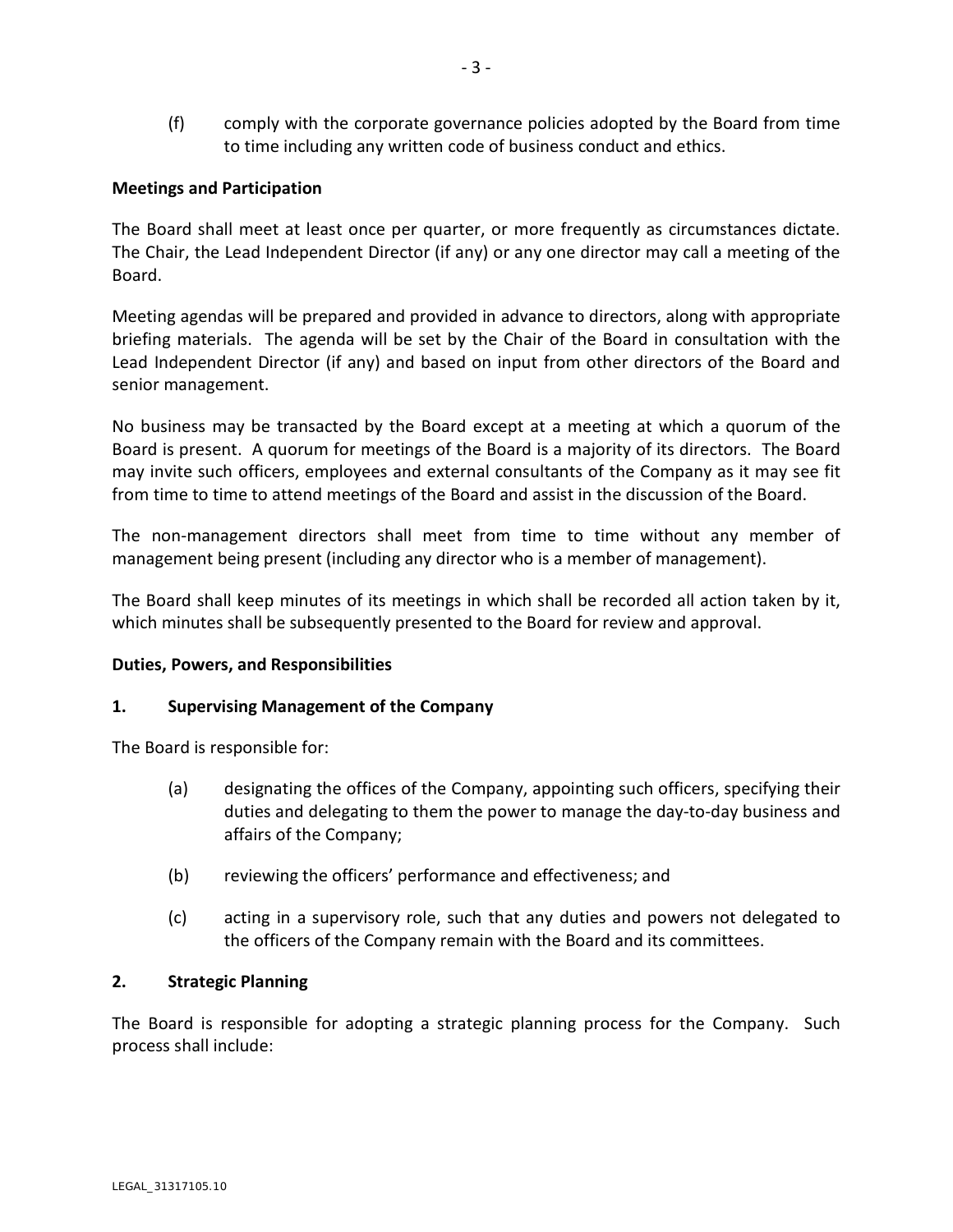(f) comply with the corporate governance policies adopted by the Board from time to time including any written code of business conduct and ethics.

**Meetings and Participation**

The Board shall meet at least once per quarter, or more frequently as circumstances dictate. The Chair, the Lead Independent Director (if any) or any one director may call a meeting of the Board.

Meeting agendas will be prepared and provided in advance to directors, along with appropriate briefing materials. The agenda will be set by the Chair of the Board in consultation with the Lead Independent Director (if any) and based on input from other directors of the Board and senior management.

No business may be transacted by the Board except at a meeting at which a quorum of the Board is present. A quorum for meetings of the Board is a majority of its directors. The Board may invite such officers, employees and external consultants of the Company as it may see fit from time to time to attend meetings of the Board and assist in the discussion of the Board.

The non-management directors shall meet from time to time without any member of management being present (including any director who is a member of management).

The Board shall keep minutes of its meetings in which shall be recorded all action taken by it, which minutes shall be subsequently presented to the Board for review and approval.

**Duties, Powers, and Responsibilities**

**1. Supervising Management of the Company**

The Board is responsible for:

(a) designating the offices of the Company, appointing such officers, specifying their duties and delegating to them the power to manage the day-to-day business and affairs of the Company;

(b) reviewing the officers' performance and effectiveness; and

(c) acting in a supervisory role, such that any duties and powers not delegated to the officers of the Company remain with the Board and its committees.

**2. Strategic Planning**

The Board is responsible for adopting a strategic planning process for the Company. Such process shall include: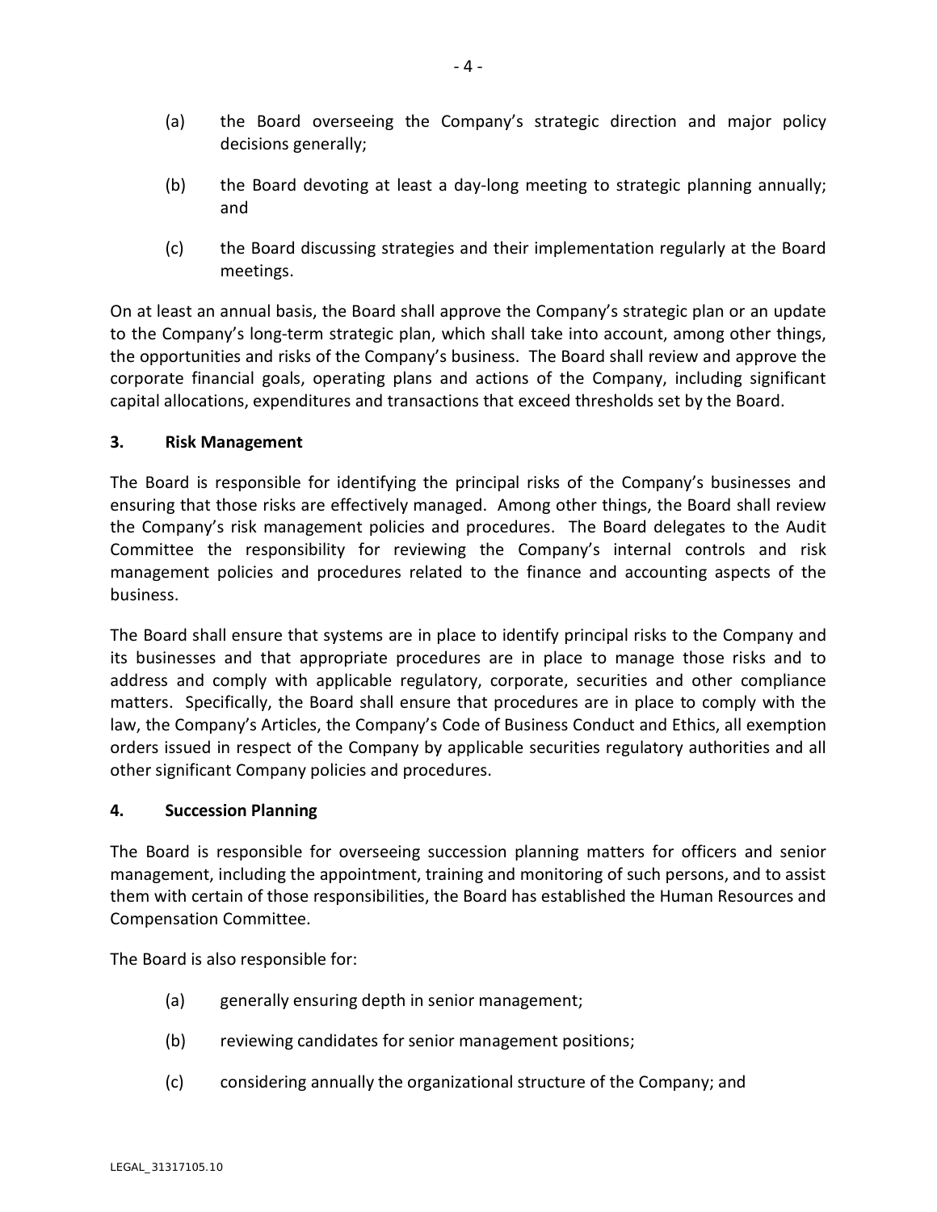(a) the Board overseeing the Company's strategic direction and major policy decisions generally;

(b) the Board devoting at least a day-long meeting to strategic planning annually; and

(c) the Board discussing strategies and their implementation regularly at the Board meetings.

On at least an annual basis, the Board shall approve the Company's strategic plan or an update to the Company's long-term strategic plan, which shall take into account, among other things, the opportunities and risks of the Company's business. The Board shall review and approve the corporate financial goals, operating plans and actions of the Company, including significant capital allocations, expenditures and transactions that exceed thresholds set by the Board.

## 3. Risk Management

The Board is responsible for identifying the principal risks of the Company's businesses and ensuring that those risks are effectively managed. Among other things, the Board shall review the Company's risk management policies and procedures. The Board delegates to the Audit Committee the responsibility for reviewing the Company's internal controls and risk management policies and procedures related to the finance and accounting aspects of the business.

The Board shall ensure that systems are in place to identify principal risks to the Company and its businesses and that appropriate procedures are in place to manage those risks and to address and comply with applicable regulatory, corporate, securities and other compliance matters. Specifically, the Board shall ensure that procedures are in place to comply with the law, the Company's Articles, the Company's Code of Business Conduct and Ethics, all exemption orders issued in respect of the Company by applicable securities regulatory authorities and all other significant Company policies and procedures.

## 4. Succession Planning

The Board is responsible for overseeing succession planning matters for officers and senior management, including the appointment, training and monitoring of such persons, and to assist them with certain of those responsibilities, the Board has established the Human Resources and Compensation Committee.

The Board is also responsible for:

(a) generally ensuring depth in senior management;

(b) reviewing candidates for senior management positions;

(c) considering annually the organizational structure of the Company; and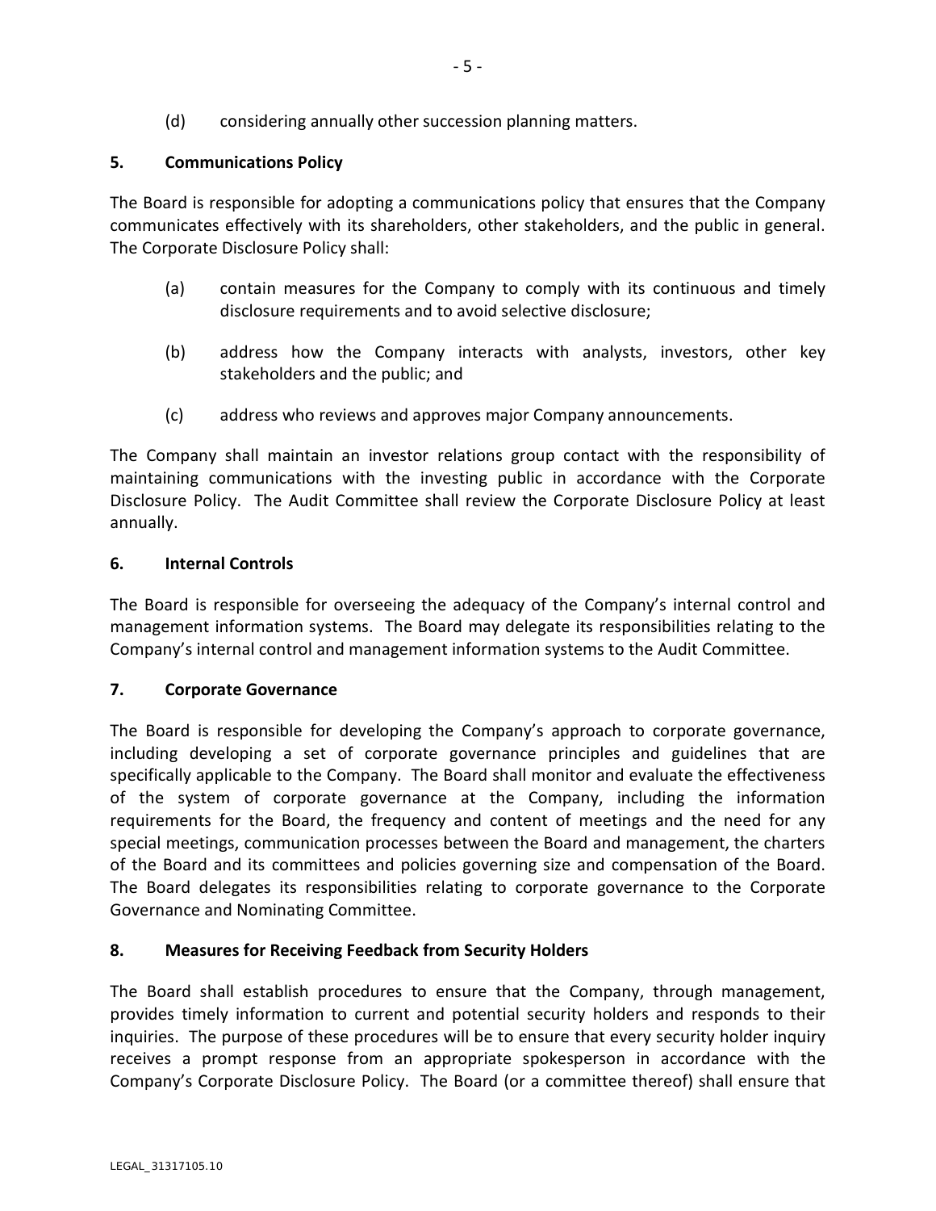(d) considering annually other succession planning matters.

## 5. Communications Policy

The Board is responsible for adopting a communications policy that ensures that the Company communicates effectively with its shareholders, other stakeholders, and the public in general. The Corporate Disclosure Policy shall:

(a) contain measures for the Company to comply with its continuous and timely disclosure requirements and to avoid selective disclosure;

(b) address how the Company interacts with analysts, investors, other key stakeholders and the public; and

(c) address who reviews and approves major Company announcements.

The Company shall maintain an investor relations group contact with the responsibility of maintaining communications with the investing public in accordance with the Corporate Disclosure Policy. The Audit Committee shall review the Corporate Disclosure Policy at least annually.

## 6. Internal Controls

The Board is responsible for overseeing the adequacy of the Company's internal control and management information systems. The Board may delegate its responsibilities relating to the Company's internal control and management information systems to the Audit Committee.

## 7. Corporate Governance

The Board is responsible for developing the Company's approach to corporate governance, including developing a set of corporate governance principles and guidelines that are specifically applicable to the Company. The Board shall monitor and evaluate the effectiveness of the system of corporate governance at the Company, including the information requirements for the Board, the frequency and content of meetings and the need for any special meetings, communication processes between the Board and management, the charters of the Board and its committees and policies governing size and compensation of the Board. The Board delegates its responsibilities relating to corporate governance to the Corporate Governance and Nominating Committee.

## 8. Measures for Receiving Feedback from Security Holders

The Board shall establish procedures to ensure that the Company, through management, provides timely information to current and potential security holders and responds to their inquiries. The purpose of these procedures will be to ensure that every security holder inquiry receives a prompt response from an appropriate spokesperson in accordance with the Company's Corporate Disclosure Policy. The Board (or a committee thereof) shall ensure that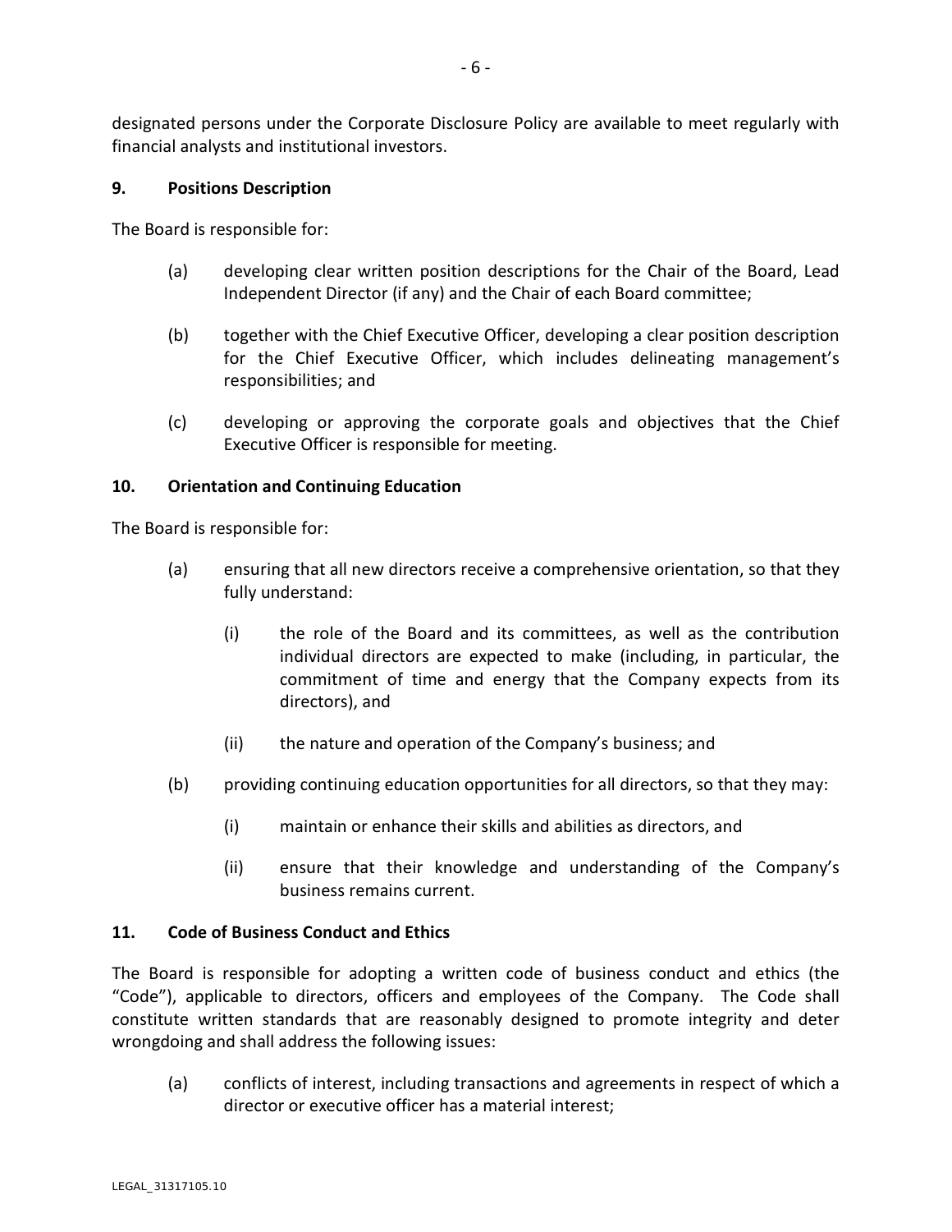designated persons under the Corporate Disclosure Policy are available to meet regularly with financial analysts and institutional investors.

## 9. Positions Description

The Board is responsible for:

(a) developing clear written position descriptions for the Chair of the Board, Lead Independent Director (if any) and the Chair of each Board committee;

(b) together with the Chief Executive Officer, developing a clear position description for the Chief Executive Officer, which includes delineating management's responsibilities; and

(c) developing or approving the corporate goals and objectives that the Chief Executive Officer is responsible for meeting.

## 10. Orientation and Continuing Education

The Board is responsible for:

(a) ensuring that all new directors receive a comprehensive orientation, so that they fully understand:

   (i) the role of the Board and its committees, as well as the contribution individual directors are expected to make (including, in particular, the commitment of time and energy that the Company expects from its directors), and

   (ii) the nature and operation of the Company's business; and

(b) providing continuing education opportunities for all directors, so that they may:

   (i) maintain or enhance their skills and abilities as directors, and

   (ii) ensure that their knowledge and understanding of the Company's business remains current.

## 11. Code of Business Conduct and Ethics

The Board is responsible for adopting a written code of business conduct and ethics (the "Code"), applicable to directors, officers and employees of the Company. The Code shall constitute written standards that are reasonably designed to promote integrity and deter wrongdoing and shall address the following issues:

(a) conflicts of interest, including transactions and agreements in respect of which a director or executive officer has a material interest;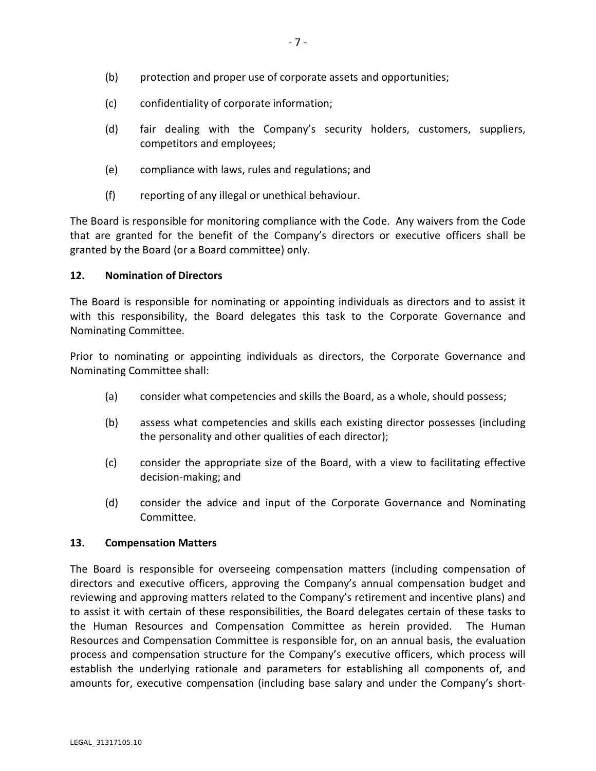(b) protection and proper use of corporate assets and opportunities;

(c) confidentiality of corporate information;

(d) fair dealing with the Company's security holders, customers, suppliers, competitors and employees;

(e) compliance with laws, rules and regulations; and

(f) reporting of any illegal or unethical behaviour.

The Board is responsible for monitoring compliance with the Code. Any waivers from the Code that are granted for the benefit of the Company's directors or executive officers shall be granted by the Board (or a Board committee) only.

**12. Nomination of Directors**

The Board is responsible for nominating or appointing individuals as directors and to assist it with this responsibility, the Board delegates this task to the Corporate Governance and Nominating Committee.

Prior to nominating or appointing individuals as directors, the Corporate Governance and Nominating Committee shall:

(a) consider what competencies and skills the Board, as a whole, should possess;

(b) assess what competencies and skills each existing director possesses (including the personality and other qualities of each director);

(c) consider the appropriate size of the Board, with a view to facilitating effective decision-making; and

(d) consider the advice and input of the Corporate Governance and Nominating Committee.

**13. Compensation Matters**

The Board is responsible for overseeing compensation matters (including compensation of directors and executive officers, approving the Company's annual compensation budget and reviewing and approving matters related to the Company's retirement and incentive plans) and to assist it with certain of these responsibilities, the Board delegates certain of these tasks to the Human Resources and Compensation Committee as herein provided. The Human Resources and Compensation Committee is responsible for, on an annual basis, the evaluation process and compensation structure for the Company's executive officers, which process will establish the underlying rationale and parameters for establishing all components of, and amounts for, executive compensation (including base salary and under the Company's short-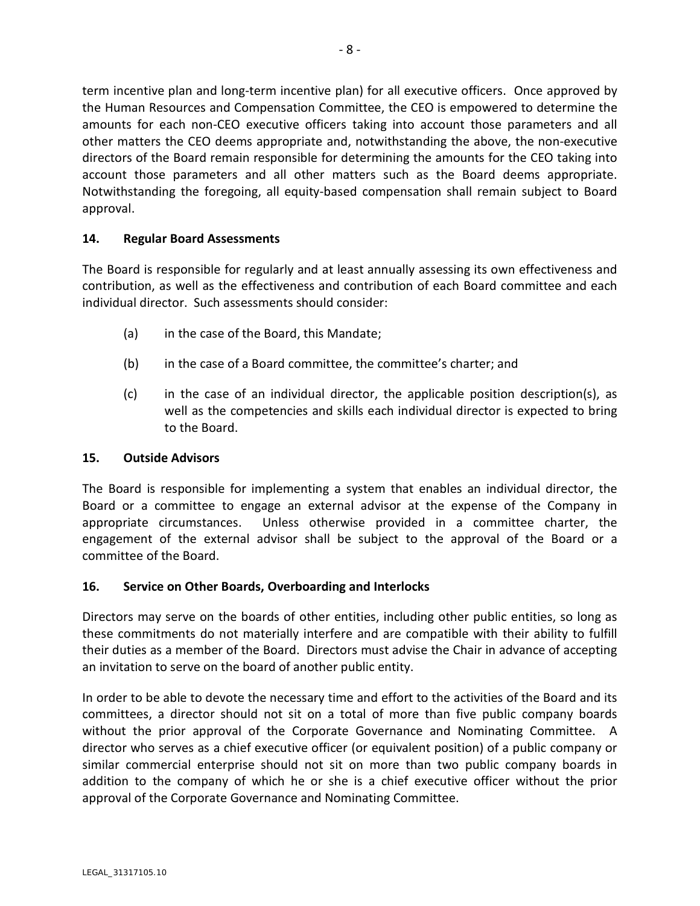term incentive plan and long-term incentive plan) for all executive officers. Once approved by the Human Resources and Compensation Committee, the CEO is empowered to determine the amounts for each non-CEO executive officers taking into account those parameters and all other matters the CEO deems appropriate and, notwithstanding the above, the non-executive directors of the Board remain responsible for determining the amounts for the CEO taking into account those parameters and all other matters such as the Board deems appropriate. Notwithstanding the foregoing, all equity-based compensation shall remain subject to Board approval.

**14. Regular Board Assessments**

The Board is responsible for regularly and at least annually assessing its own effectiveness and contribution, as well as the effectiveness and contribution of each Board committee and each individual director. Such assessments should consider:

(a) in the case of the Board, this Mandate;

(b) in the case of a Board committee, the committee's charter; and

(c) in the case of an individual director, the applicable position description(s), as well as the competencies and skills each individual director is expected to bring to the Board.

**15. Outside Advisors**

The Board is responsible for implementing a system that enables an individual director, the Board or a committee to engage an external advisor at the expense of the Company in appropriate circumstances. Unless otherwise provided in a committee charter, the engagement of the external advisor shall be subject to the approval of the Board or a committee of the Board.

**16. Service on Other Boards, Overboarding and Interlocks**

Directors may serve on the boards of other entities, including other public entities, so long as these commitments do not materially interfere and are compatible with their ability to fulfill their duties as a member of the Board. Directors must advise the Chair in advance of accepting an invitation to serve on the board of another public entity.

In order to be able to devote the necessary time and effort to the activities of the Board and its committees, a director should not sit on a total of more than five public company boards without the prior approval of the Corporate Governance and Nominating Committee. A director who serves as a chief executive officer (or equivalent position) of a public company or similar commercial enterprise should not sit on more than two public company boards in addition to the company of which he or she is a chief executive officer without the prior approval of the Corporate Governance and Nominating Committee.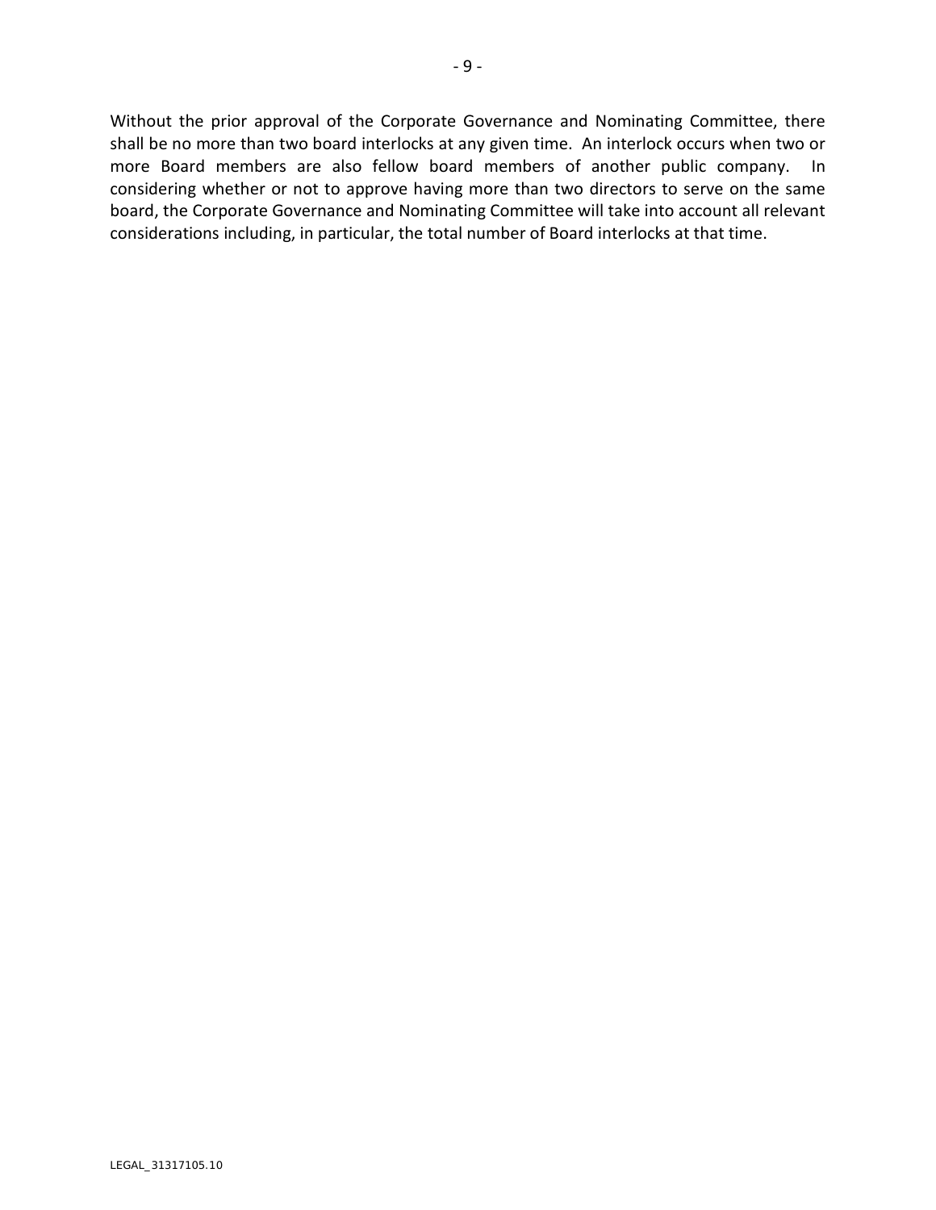Without the prior approval of the Corporate Governance and Nominating Committee, there shall be no more than two board interlocks at any given time. An interlock occurs when two or more Board members are also fellow board members of another public company. In considering whether or not to approve having more than two directors to serve on the same board, the Corporate Governance and Nominating Committee will take into account all relevant considerations including, in particular, the total number of Board interlocks at that time.